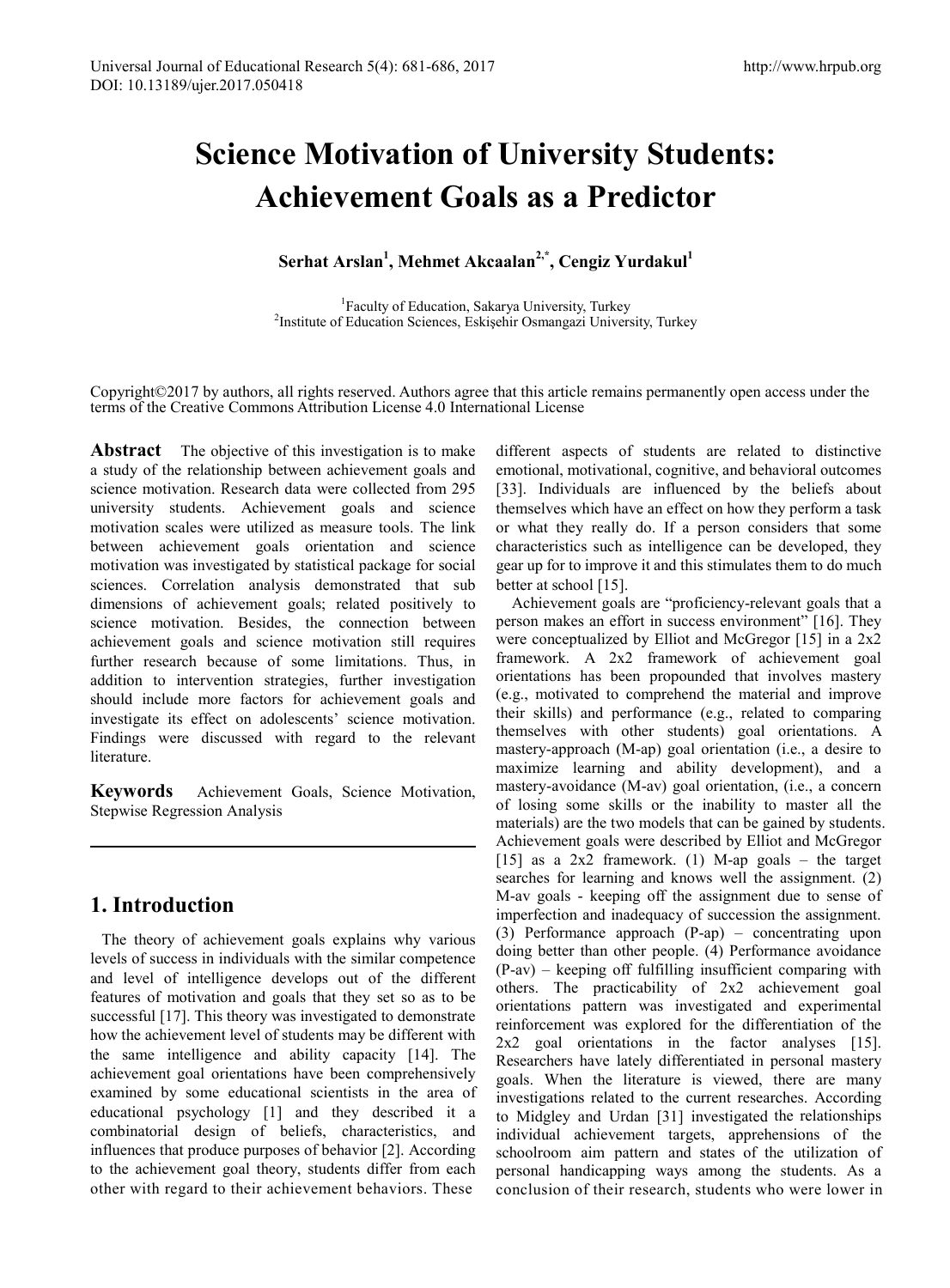# Science Motivation of University Students: Achievement Goals as a Predictor

**Serhat Arslan[1], Mehmet Akcaalan[2,*], Cengiz Yurdakul[1]**

[1]Faculty of Education, Sakarya University, Turkey
[2]Institute of Education Sciences, Eskişehir Osmangazi University, Turkey

Copyright©2017 by authors, all rights reserved. Authors agree that this article remains permanently open access under the terms of the Creative Commons Attribution License 4.0 International License

**Abstract** The objective of this investigation is to make a study of the relationship between achievement goals and science motivation. Research data were collected from 295 university students. Achievement goals and science motivation scales were utilized as measure tools. The link between achievement goals orientation and science motivation was investigated by statistical package for social sciences. Correlation analysis demonstrated that sub dimensions of achievement goals; related positively to science motivation. Besides, the connection between achievement goals and science motivation still requires further research because of some limitations. Thus, in addition to intervention strategies, further investigation should include more factors for achievement goals and investigate its effect on adolescents' science motivation. Findings were discussed with regard to the relevant literature.

**Keywords** Achievement Goals, Science Motivation, Stepwise Regression Analysis

## 1. Introduction

The theory of achievement goals explains why various levels of success in individuals with the similar competence and level of intelligence develops out of the different features of motivation and goals that they set so as to be successful [17]. This theory was investigated to demonstrate how the achievement level of students may be different with the same intelligence and ability capacity [14]. The achievement goal orientations have been comprehensively examined by some educational scientists in the area of educational psychology [1] and they described it a combinatorial design of beliefs, characteristics, and influences that produce purposes of behavior [2]. According to the achievement goal theory, students differ from each other with regard to their achievement behaviors. These different aspects of students are related to distinctive emotional, motivational, cognitive, and behavioral outcomes [33]. Individuals are influenced by the beliefs about themselves which have an effect on how they perform a task or what they really do. If a person considers that some characteristics such as intelligence can be developed, they gear up for to improve it and this stimulates them to do much better at school [15].

Achievement goals are "proficiency-relevant goals that a person makes an effort in success environment" [16]. They were conceptualized by Elliot and McGregor [15] in a 2x2 framework. A 2x2 framework of achievement goal orientations has been propounded that involves mastery (e.g., motivated to comprehend the material and improve their skills) and performance (e.g., related to comparing themselves with other students) goal orientations. A mastery-approach (M-ap) goal orientation (i.e., a desire to maximize learning and ability development), and a mastery-avoidance (M-av) goal orientation, (i.e., a concern of losing some skills or the inability to master all the materials) are the two models that can be gained by students. Achievement goals were described by Elliot and McGregor [15] as a 2x2 framework. (1) M-ap goals – the target searches for learning and knows well the assignment. (2) M-av goals - keeping off the assignment due to sense of imperfection and inadequacy of succession the assignment. (3) Performance approach (P-ap) – concentrating upon doing better than other people. (4) Performance avoidance (P-av) – keeping off fulfilling insufficient comparing with others. The practicability of 2x2 achievement goal orientations pattern was investigated and experimental reinforcement was explored for the differentiation of the 2x2 goal orientations in the factor analyses [15]. Researchers have lately differentiated in personal mastery goals. When the literature is viewed, there are many investigations related to the current researches. According to Midgley and Urdan [31] investigated the relationships individual achievement targets, apprehensions of the schoolroom aim pattern and states of the utilization of personal handicapping ways among the students. As a conclusion of their research, students who were lower in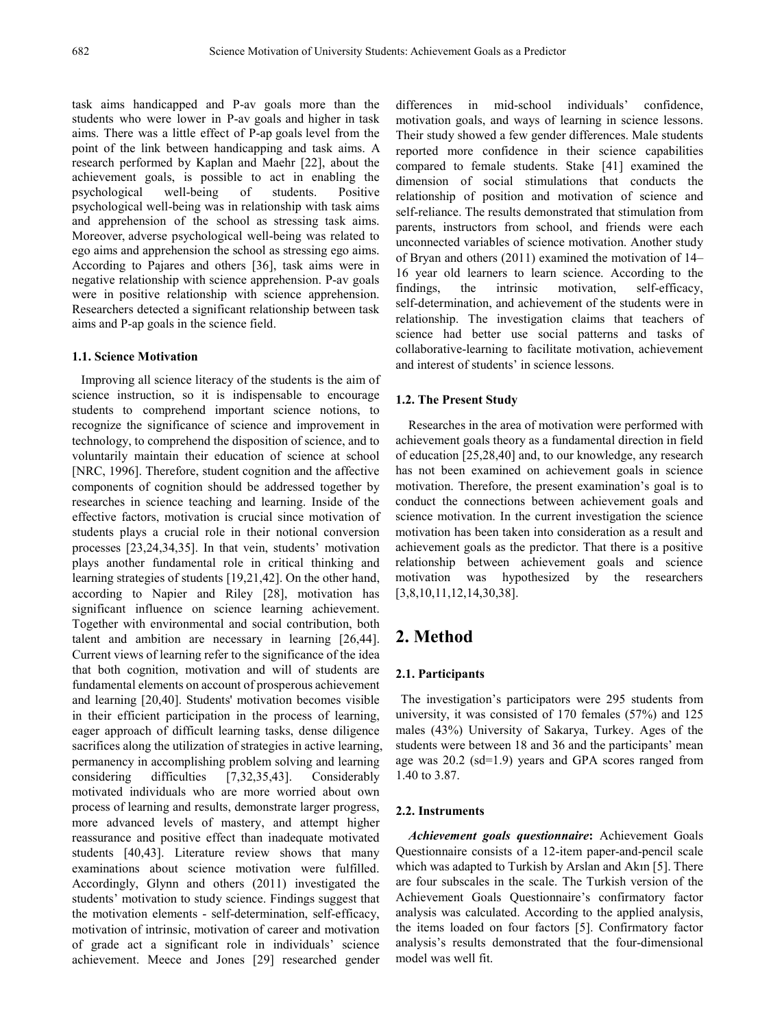task aims handicapped and P-av goals more than the students who were lower in P-av goals and higher in task aims. There was a little effect of P-ap goals level from the point of the link between handicapping and task aims. A research performed by Kaplan and Maehr [22], about the achievement goals, is possible to act in enabling the psychological well-being of students. Positive psychological well-being was in relationship with task aims and apprehension of the school as stressing task aims. Moreover, adverse psychological well-being was related to ego aims and apprehension the school as stressing ego aims. According to Pajares and others [36], task aims were in negative relationship with science apprehension. P-av goals were in positive relationship with science apprehension. Researchers detected a significant relationship between task aims and P-ap goals in the science field.

### 1.1. Science Motivation

Improving all science literacy of the students is the aim of science instruction, so it is indispensable to encourage students to comprehend important science notions, to recognize the significance of science and improvement in technology, to comprehend the disposition of science, and to voluntarily maintain their education of science at school [NRC, 1996]. Therefore, student cognition and the affective components of cognition should be addressed together by researches in science teaching and learning. Inside of the effective factors, motivation is crucial since motivation of students plays a crucial role in their notional conversion processes [23,24,34,35]. In that vein, students' motivation plays another fundamental role in critical thinking and learning strategies of students [19,21,42]. On the other hand, according to Napier and Riley [28], motivation has significant influence on science learning achievement. Together with environmental and social contribution, both talent and ambition are necessary in learning [26,44]. Current views of learning refer to the significance of the idea that both cognition, motivation and will of students are fundamental elements on account of prosperous achievement and learning [20,40]. Students' motivation becomes visible in their efficient participation in the process of learning, eager approach of difficult learning tasks, dense diligence sacrifices along the utilization of strategies in active learning, permanency in accomplishing problem solving and learning considering difficulties [7,32,35,43]. Considerably motivated individuals who are more worried about own process of learning and results, demonstrate larger progress, more advanced levels of mastery, and attempt higher reassurance and positive effect than inadequate motivated students [40,43]. Literature review shows that many examinations about science motivation were fulfilled. Accordingly, Glynn and others (2011) investigated the students' motivation to study science. Findings suggest that the motivation elements - self-determination, self-efficacy, motivation of intrinsic, motivation of career and motivation of grade act a significant role in individuals' science achievement. Meece and Jones [29] researched gender differences in mid-school individuals' confidence, motivation goals, and ways of learning in science lessons. Their study showed a few gender differences. Male students reported more confidence in their science capabilities compared to female students. Stake [41] examined the dimension of social stimulations that conducts the relationship of position and motivation of science and self-reliance. The results demonstrated that stimulation from parents, instructors from school, and friends were each unconnected variables of science motivation. Another study of Bryan and others (2011) examined the motivation of 14–16 year old learners to learn science. According to the findings, the intrinsic motivation, self-efficacy, self-determination, and achievement of the students were in relationship. The investigation claims that teachers of science had better use social patterns and tasks of collaborative-learning to facilitate motivation, achievement and interest of students' in science lessons.

### 1.2. The Present Study

Researches in the area of motivation were performed with achievement goals theory as a fundamental direction in field of education [25,28,40] and, to our knowledge, any research has not been examined on achievement goals in science motivation. Therefore, the present examination's goal is to conduct the connections between achievement goals and science motivation. In the current investigation the science motivation has been taken into consideration as a result and achievement goals as the predictor. That there is a positive relationship between achievement goals and science motivation was hypothesized by the researchers [3,8,10,11,12,14,30,38].

## 2. Method

### 2.1. Participants

The investigation's participators were 295 students from university, it was consisted of 170 females (57%) and 125 males (43%) University of Sakarya, Turkey. Ages of the students were between 18 and 36 and the participants' mean age was 20.2 (sd=1.9) years and GPA scores ranged from 1.40 to 3.87.

### 2.2. Instruments

***Achievement goals questionnaire*:** Achievement Goals Questionnaire consists of a 12-item paper-and-pencil scale which was adapted to Turkish by Arslan and Akın [5]. There are four subscales in the scale. The Turkish version of the Achievement Goals Questionnaire's confirmatory factor analysis was calculated. According to the applied analysis, the items loaded on four factors [5]. Confirmatory factor analysis's results demonstrated that the four-dimensional model was well fit.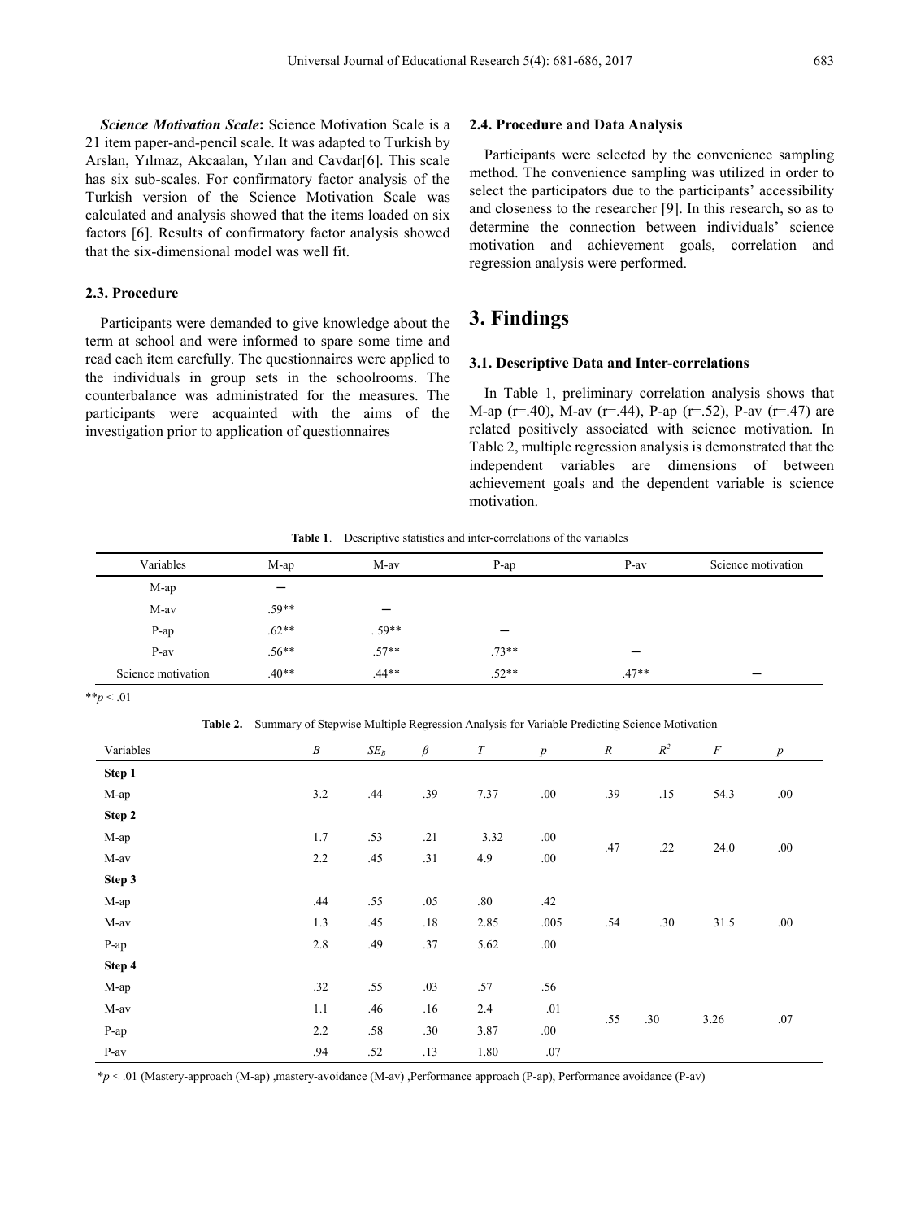***Science Motivation Scale*:** Science Motivation Scale is a 21 item paper-and-pencil scale. It was adapted to Turkish by Arslan, Yılmaz, Akcaalan, Yılan and Cavdar[6]. This scale has six sub-scales. For confirmatory factor analysis of the Turkish version of the Science Motivation Scale was calculated and analysis showed that the items loaded on six factors [6]. Results of confirmatory factor analysis showed that the six-dimensional model was well fit.

### 2.3. Procedure

Participants were demanded to give knowledge about the term at school and were informed to spare some time and read each item carefully. The questionnaires were applied to the individuals in group sets in the schoolrooms. The counterbalance was administrated for the measures. The participants were acquainted with the aims of the investigation prior to application of questionnaires

### 2.4. Procedure and Data Analysis

Participants were selected by the convenience sampling method. The convenience sampling was utilized in order to select the participators due to the participants' accessibility and closeness to the researcher [9]. In this research, so as to determine the connection between individuals' science motivation and achievement goals, correlation and regression analysis were performed.

## 3. Findings

### 3.1. Descriptive Data and Inter-correlations

In Table 1, preliminary correlation analysis shows that M-ap (r=.40), M-av (r=.44), P-ap (r=.52), P-av (r=.47) are related positively associated with science motivation. In Table 2, multiple regression analysis is demonstrated that the independent variables are dimensions of between achievement goals and the dependent variable is science motivation.

**Table 1**. Descriptive statistics and inter-correlations of the variables

| Variables | M-ap | M-av | P-ap | P-av | Science motivation |
|---|---|---|---|---|---|
| M-ap | – | | | | |
| M-av | .59** | – | | | |
| P-ap | .62** | . 59** | – | | |
| P-av | .56** | .57** | .73** | – | |
| Science motivation | .40** | .44** | .52** | .47** | – |

**$p < .01$

**Table 2.** Summary of Stepwise Multiple Regression Analysis for Variable Predicting Science Motivation

| Variables | $B$ | $SE_B$ | $\beta$ | $T$ | $p$ | $R$ | $R^2$ | $F$ | $p$ |
|---|---|---|---|---|---|---|---|---|---|
| **Step 1** | | | | | | | | | |
| M-ap | 3.2 | .44 | .39 | 7.37 | .00 | .39 | .15 | 54.3 | .00 |
| **Step 2** | | | | | | | | | |
| M-ap | 1.7 | .53 | .21 | 3.32 | .00 | .47 | .22 | 24.0 | .00 |
| M-av | 2.2 | .45 | .31 | 4.9 | .00 | | | | |
| **Step 3** | | | | | | | | | |
| M-ap | .44 | .55 | .05 | .80 | .42 | .54 | .30 | 31.5 | .00 |
| M-av | 1.3 | .45 | .18 | 2.85 | .005 | | | | |
| P-ap | 2.8 | .49 | .37 | 5.62 | .00 | | | | |
| **Step 4** | | | | | | | | | |
| M-ap | .32 | .55 | .03 | .57 | .56 | .55 | .30 | 3.26 | .07 |
| M-av | 1.1 | .46 | .16 | 2.4 | .01 | | | | |
| P-ap | 2.2 | .58 | .30 | 3.87 | .00 | | | | |
| P-av | .94 | .52 | .13 | 1.80 | .07 | | | | |

*$p < .01$ (Mastery-approach (M-ap) ,mastery-avoidance (M-av) ,Performance approach (P-ap), Performance avoidance (P-av)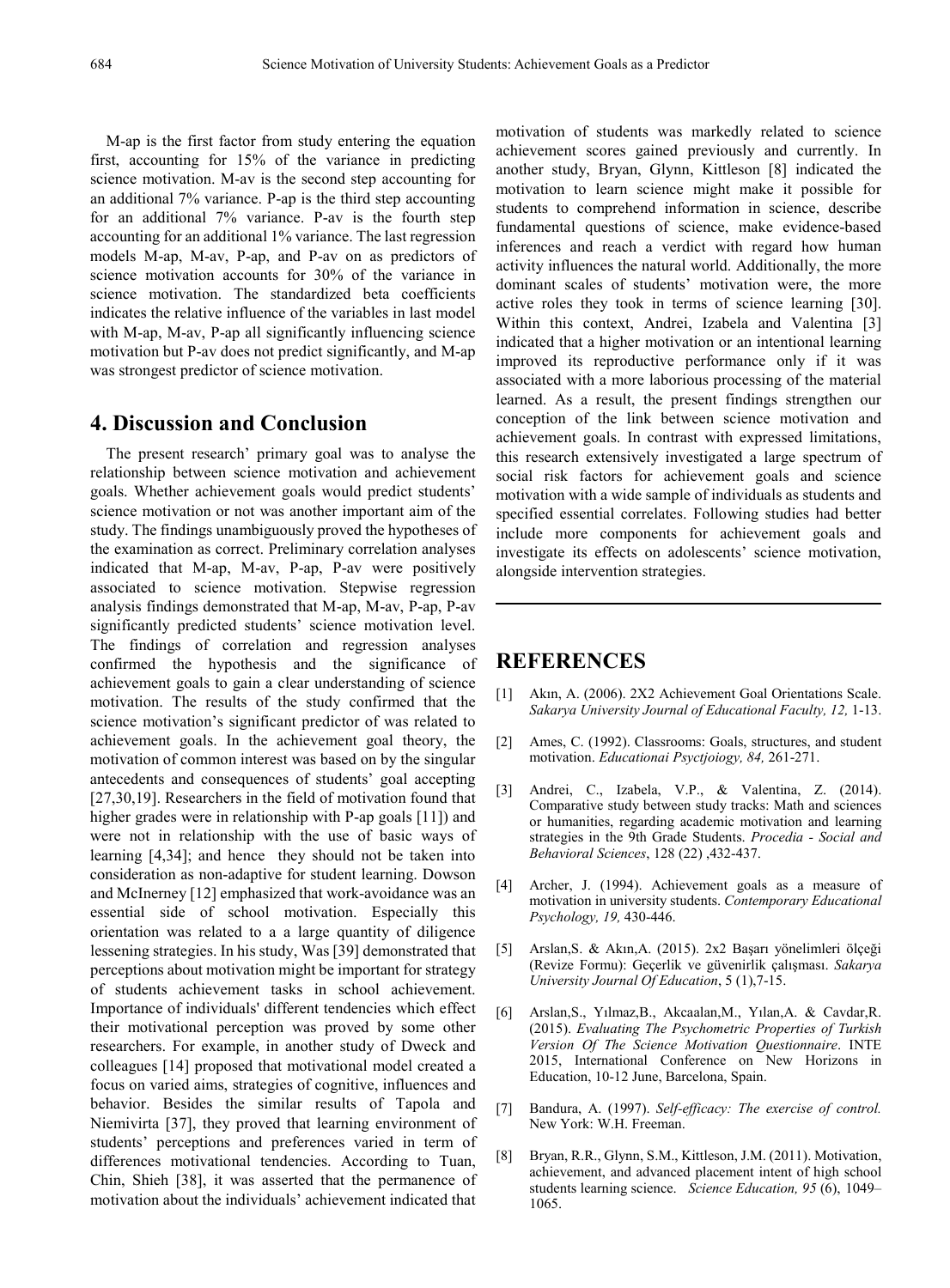M-ap is the first factor from study entering the equation first, accounting for 15% of the variance in predicting science motivation. M-av is the second step accounting for an additional 7% variance. P-ap is the third step accounting for an additional 7% variance. P-av is the fourth step accounting for an additional 1% variance. The last regression models M-ap, M-av, P-ap, and P-av on as predictors of science motivation accounts for 30% of the variance in science motivation. The standardized beta coefficients indicates the relative influence of the variables in last model with M-ap, M-av, P-ap all significantly influencing science motivation but P-av does not predict significantly, and M-ap was strongest predictor of science motivation.

## 4. Discussion and Conclusion

The present research' primary goal was to analyse the relationship between science motivation and achievement goals. Whether achievement goals would predict students' science motivation or not was another important aim of the study. The findings unambiguously proved the hypotheses of the examination as correct. Preliminary correlation analyses indicated that M-ap, M-av, P-ap, P-av were positively associated to science motivation. Stepwise regression analysis findings demonstrated that M-ap, M-av, P-ap, P-av significantly predicted students' science motivation level. The findings of correlation and regression analyses confirmed the hypothesis and the significance of achievement goals to gain a clear understanding of science motivation. The results of the study confirmed that the science motivation's significant predictor of was related to achievement goals. In the achievement goal theory, the motivation of common interest was based on by the singular antecedents and consequences of students' goal accepting [27,30,19]. Researchers in the field of motivation found that higher grades were in relationship with P-ap goals [11]) and were not in relationship with the use of basic ways of learning [4,34]; and hence they should not be taken into consideration as non-adaptive for student learning. Dowson and McInerney [12] emphasized that work-avoidance was an essential side of school motivation. Especially this orientation was related to a a large quantity of diligence lessening strategies. In his study, Was [39] demonstrated that perceptions about motivation might be important for strategy of students achievement tasks in school achievement. Importance of individuals' different tendencies which effect their motivational perception was proved by some other researchers. For example, in another study of Dweck and colleagues [14] proposed that motivational model created a focus on varied aims, strategies of cognitive, influences and behavior. Besides the similar results of Tapola and Niemivirta [37], they proved that learning environment of students' perceptions and preferences varied in term of differences motivational tendencies. According to Tuan, Chin, Shieh [38], it was asserted that the permanence of motivation about the individuals' achievement indicated that motivation of students was markedly related to science achievement scores gained previously and currently. In another study, Bryan, Glynn, Kittleson [8] indicated the motivation to learn science might make it possible for students to comprehend information in science, describe fundamental questions of science, make evidence-based inferences and reach a verdict with regard how human activity influences the natural world. Additionally, the more dominant scales of students' motivation were, the more active roles they took in terms of science learning [30]. Within this context, Andrei, Izabela and Valentina [3] indicated that a higher motivation or an intentional learning improved its reproductive performance only if it was associated with a more laborious processing of the material learned. As a result, the present findings strengthen our conception of the link between science motivation and achievement goals. In contrast with expressed limitations, this research extensively investigated a large spectrum of social risk factors for achievement goals and science motivation with a wide sample of individuals as students and specified essential correlates. Following studies had better include more components for achievement goals and investigate its effects on adolescents' science motivation, alongside intervention strategies.

## REFERENCES

[1] Akın, A. (2006). 2X2 Achievement Goal Orientations Scale. *Sakarya University Journal of Educational Faculty, 12,* 1-13.

[2] Ames, C. (1992). Classrooms: Goals, structures, and student motivation. *Educationai Psyctjoiogy, 84,* 261-271.

[3] Andrei, C., Izabela, V.P., & Valentina, Z. (2014). Comparative study between study tracks: Math and sciences or humanities, regarding academic motivation and learning strategies in the 9th Grade Students. *Procedia - Social and Behavioral Sciences*, 128 (22) ,432-437.

[4] Archer, J. (1994). Achievement goals as a measure of motivation in university students. *Contemporary Educational Psychology, 19,* 430-446.

[5] Arslan,S. & Akın,A. (2015). 2x2 Başarı yönelimleri ölçeği (Revize Formu): Geçerlik ve güvenirlik çalışması. *Sakarya University Journal Of Education*, 5 (1),7-15.

[6] Arslan,S., Yılmaz,B., Akcaalan,M., Yılan,A. & Cavdar,R. (2015). *Evaluating The Psychometric Properties of Turkish Version Of The Science Motivation Questionnaire*. INTE 2015, International Conference on New Horizons in Education, 10-12 June, Barcelona, Spain.

[7] Bandura, A. (1997). *Self-efficacy: The exercise of control.* New York: W.H. Freeman.

[8] Bryan, R.R., Glynn, S.M., Kittleson, J.M. (2011). Motivation, achievement, and advanced placement intent of high school students learning science. *Science Education, 95* (6), 1049–1065.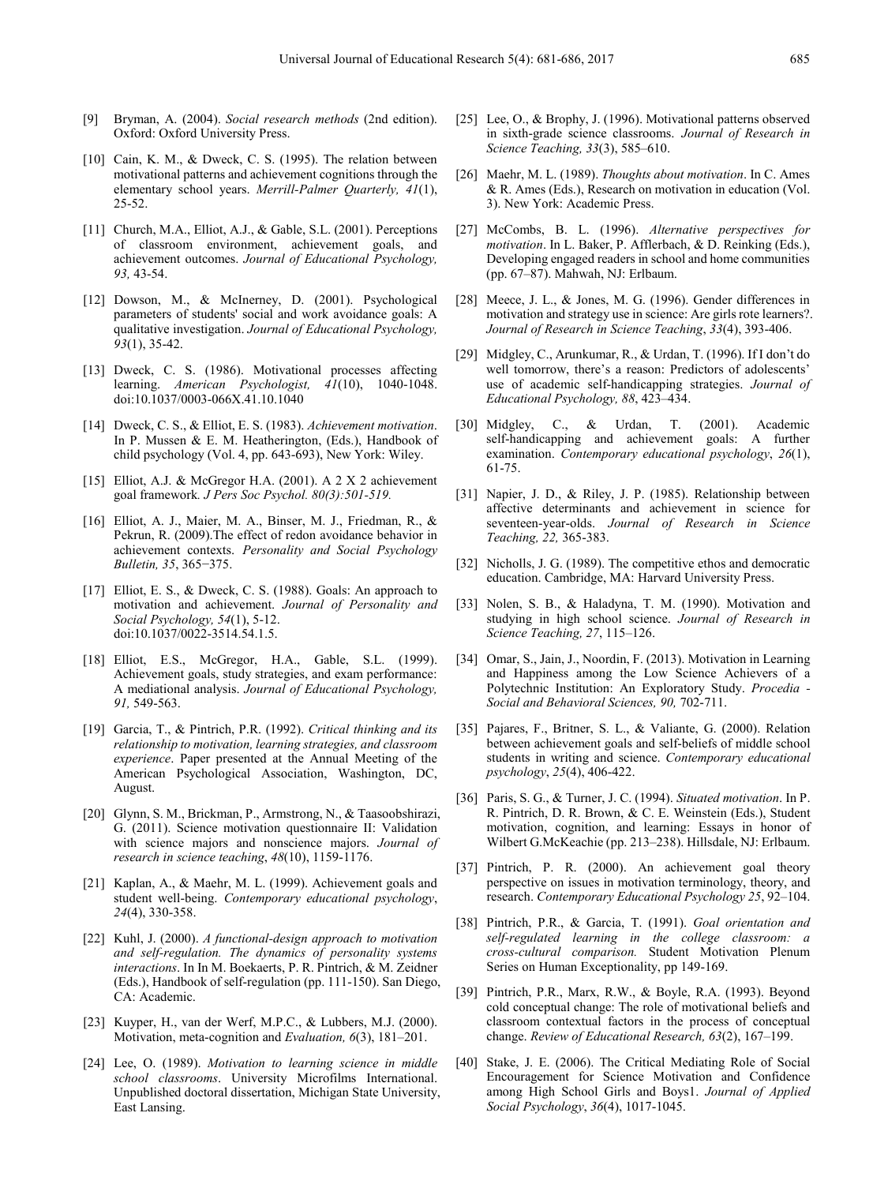[9] Bryman, A. (2004). *Social research methods* (2nd edition). Oxford: Oxford University Press.

[10] Cain, K. M., & Dweck, C. S. (1995). The relation between motivational patterns and achievement cognitions through the elementary school years. *Merrill-Palmer Quarterly, 41*(1), 25-52.

[11] Church, M.A., Elliot, A.J., & Gable, S.L. (2001). Perceptions of classroom environment, achievement goals, and achievement outcomes. *Journal of Educational Psychology, 93,* 43-54.

[12] Dowson, M., & McInerney, D. (2001). Psychological parameters of students' social and work avoidance goals: A qualitative investigation. *Journal of Educational Psychology, 93*(1), 35-42.

[13] Dweck, C. S. (1986). Motivational processes affecting learning. *American Psychologist, 41*(10), 1040-1048. doi:10.1037/0003-066X.41.10.1040

[14] Dweck, C. S., & Elliot, E. S. (1983). *Achievement motivation*. In P. Mussen & E. M. Heatherington, (Eds.), Handbook of child psychology (Vol. 4, pp. 643-693), New York: Wiley.

[15] Elliot, A.J. & McGregor H.A. (2001). A 2 X 2 achievement goal framework*. J Pers Soc Psychol. 80(3):501-519.*

[16] Elliot, A. J., Maier, M. A., Binser, M. J., Friedman, R., & Pekrun, R. (2009).The effect of redon avoidance behavior in achievement contexts. *Personality and Social Psychology Bulletin, 35*, 365−375.

[17] Elliot, E. S., & Dweck, C. S. (1988). Goals: An approach to motivation and achievement. *Journal of Personality and Social Psychology, 54*(1), 5-12. doi:10.1037/0022-3514.54.1.5.

[18] Elliot, E.S., McGregor, H.A., Gable, S.L. (1999). Achievement goals, study strategies, and exam performance: A mediational analysis. *Journal of Educational Psychology, 91,* 549-563.

[19] Garcia, T., & Pintrich, P.R. (1992). *Critical thinking and its relationship to motivation, learning strategies, and classroom experience*. Paper presented at the Annual Meeting of the American Psychological Association, Washington, DC, August.

[20] Glynn, S. M., Brickman, P., Armstrong, N., & Taasoobshirazi, G. (2011). Science motivation questionnaire II: Validation with science majors and nonscience majors. *Journal of research in science teaching*, *48*(10), 1159-1176.

[21] Kaplan, A., & Maehr, M. L. (1999). Achievement goals and student well-being. *Contemporary educational psychology*, *24*(4), 330-358.

[22] Kuhl, J. (2000). *A functional-design approach to motivation and self-regulation. The dynamics of personality systems interactions*. In In M. Boekaerts, P. R. Pintrich, & M. Zeidner (Eds.), Handbook of self-regulation (pp. 111-150). San Diego, CA: Academic.

[23] Kuyper, H., van der Werf, M.P.C., & Lubbers, M.J. (2000). Motivation, meta-cognition and *Evaluation, 6*(3), 181–201.

[24] Lee, O. (1989). *Motivation to learning science in middle school classrooms*. University Microfilms International. Unpublished doctoral dissertation, Michigan State University, East Lansing.

[25] Lee, O., & Brophy, J. (1996). Motivational patterns observed in sixth-grade science classrooms. *Journal of Research in Science Teaching, 33*(3), 585–610.

[26] Maehr, M. L. (1989). *Thoughts about motivation*. In C. Ames & R. Ames (Eds.), Research on motivation in education (Vol. 3). New York: Academic Press.

[27] McCombs, B. L. (1996). *Alternative perspectives for motivation*. In L. Baker, P. Afflerbach, & D. Reinking (Eds.), Developing engaged readers in school and home communities (pp. 67–87). Mahwah, NJ: Erlbaum.

[28] Meece, J. L., & Jones, M. G. (1996). Gender differences in motivation and strategy use in science: Are girls rote learners?. *Journal of Research in Science Teaching*, *33*(4), 393-406.

[29] Midgley, C., Arunkumar, R., & Urdan, T. (1996). If I don't do well tomorrow, there's a reason: Predictors of adolescents' use of academic self-handicapping strategies. *Journal of Educational Psychology, 88*, 423–434.

[30] Midgley, C., & Urdan, T. (2001). Academic self-handicapping and achievement goals: A further examination. *Contemporary educational psychology*, *26*(1), 61-75.

[31] Napier, J. D., & Riley, J. P. (1985). Relationship between affective determinants and achievement in science for seventeen-year-olds. *Journal of Research in Science Teaching, 22,* 365-383.

[32] Nicholls, J. G. (1989). The competitive ethos and democratic education. Cambridge, MA: Harvard University Press.

[33] Nolen, S. B., & Haladyna, T. M. (1990). Motivation and studying in high school science. *Journal of Research in Science Teaching, 27*, 115–126.

[34] Omar, S., Jain, J., Noordin, F. (2013). Motivation in Learning and Happiness among the Low Science Achievers of a Polytechnic Institution: An Exploratory Study. *Procedia - Social and Behavioral Sciences, 90,* 702-711.

[35] Pajares, F., Britner, S. L., & Valiante, G. (2000). Relation between achievement goals and self-beliefs of middle school students in writing and science. *Contemporary educational psychology*, *25*(4), 406-422.

[36] Paris, S. G., & Turner, J. C. (1994). *Situated motivation*. In P. R. Pintrich, D. R. Brown, & C. E. Weinstein (Eds.), Student motivation, cognition, and learning: Essays in honor of Wilbert G.McKeachie (pp. 213–238). Hillsdale, NJ: Erlbaum.

[37] Pintrich, P. R. (2000). An achievement goal theory perspective on issues in motivation terminology, theory, and research. *Contemporary Educational Psychology 25*, 92–104.

[38] Pintrich, P.R., & Garcia, T. (1991). *Goal orientation and self-regulated learning in the college classroom: a cross-cultural comparison.* Student Motivation Plenum Series on Human Exceptionality, pp 149-169.

[39] Pintrich, P.R., Marx, R.W., & Boyle, R.A. (1993). Beyond cold conceptual change: The role of motivational beliefs and classroom contextual factors in the process of conceptual change. *Review of Educational Research, 63*(2), 167–199.

[40] Stake, J. E. (2006). The Critical Mediating Role of Social Encouragement for Science Motivation and Confidence among High School Girls and Boys1. *Journal of Applied Social Psychology*, *36*(4), 1017-1045.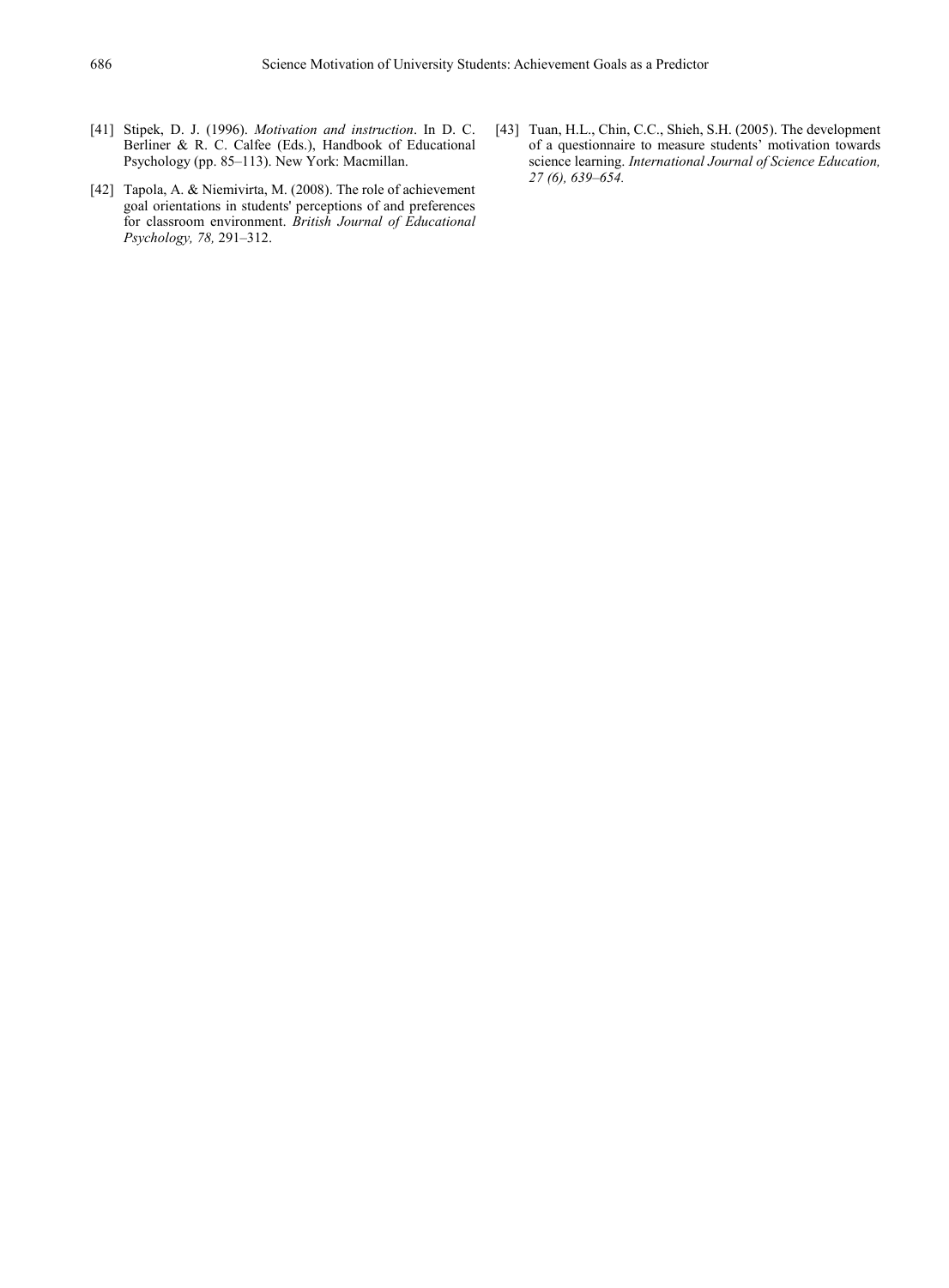[41] Stipek, D. J. (1996). *Motivation and instruction*. In D. C. Berliner & R. C. Calfee (Eds.), Handbook of Educational Psychology (pp. 85–113). New York: Macmillan.

[42] Tapola, A. & Niemivirta, M. (2008). The role of achievement goal orientations in students' perceptions of and preferences for classroom environment. *British Journal of Educational Psychology, 78,* 291–312.

[43] Tuan, H.L., Chin, C.C., Shieh, S.H. (2005). The development of a questionnaire to measure students' motivation towards science learning. *International Journal of Science Education, 27 (6), 639–654.*